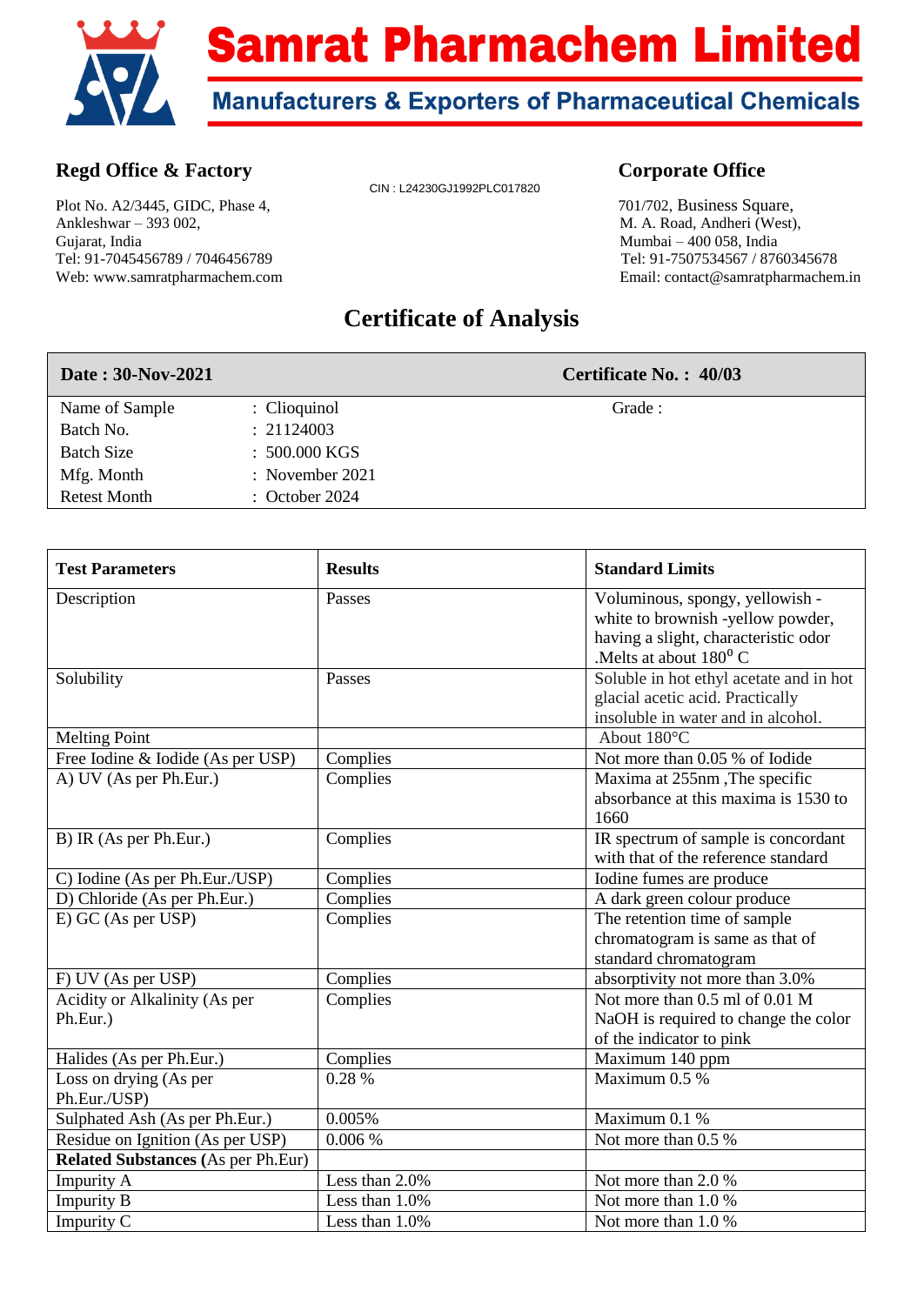# Samrat Pharmachem Limited

**Manufacturers & Exporters of Pharmaceutical Chemicals**

### Regd Office & Factory

Plot No. A2/3445, GIDC, Phase 4,
Ankleshwar – 393 002,
Gujarat, India
Tel: 91-7045456789 / 7046456789
Web: www.samratpharmachem.com

CIN : L24230GJ1992PLC017820

### Corporate Office

701/702, Business Square,
M. A. Road, Andheri (West),
Mumbai – 400 058, India
Tel: 91-7507534567 / 8760345678
Email: contact@samratpharmachem.in

## Certificate of Analysis

| **Date : 30-Nov-2021** | | **Certificate No. : 40/03** |
|---|---|---|
| Name of Sample | : Clioquinol | Grade : |
| Batch No. | : 21124003 | |
| Batch Size | : 500.000 KGS | |
| Mfg. Month | : November 2021 | |
| Retest Month | : October 2024 | |

| Test Parameters | Results | Standard Limits |
|---|---|---|
| Description | Passes | Voluminous, spongy, yellowish - white to brownish -yellow powder, having a slight, characteristic odor .Melts at about 180$^{0}$ C |
| Solubility | Passes | Soluble in hot ethyl acetate and in hot glacial acetic acid. Practically insoluble in water and in alcohol. |
| Melting Point | | About 180°C |
| Free Iodine & Iodide (As per USP) | Complies | Not more than 0.05 % of Iodide |
| A) UV (As per Ph.Eur.) | Complies | Maxima at 255nm ,The specific absorbance at this maxima is 1530 to 1660 |
| B) IR (As per Ph.Eur.) | Complies | IR spectrum of sample is concordant with that of the reference standard |
| C) Iodine (As per Ph.Eur./USP) | Complies | Iodine fumes are produce |
| D) Chloride (As per Ph.Eur.) | Complies | A dark green colour produce |
| E) GC (As per USP) | Complies | The retention time of sample chromatogram is same as that of standard chromatogram |
| F) UV (As per USP) | Complies | absorptivity not more than 3.0% |
| Acidity or Alkalinity (As per Ph.Eur.) | Complies | Not more than 0.5 ml of 0.01 M NaOH is required to change the color of the indicator to pink |
| Halides (As per Ph.Eur.) | Complies | Maximum 140 ppm |
| Loss on drying (As per Ph.Eur./USP) | 0.28 % | Maximum 0.5 % |
| Sulphated Ash (As per Ph.Eur.) | 0.005% | Maximum 0.1 % |
| Residue on Ignition (As per USP) | 0.006 % | Not more than 0.5 % |
| **Related Substances** (As per Ph.Eur) | | |
| Impurity A | Less than 2.0% | Not more than 2.0 % |
| Impurity B | Less than 1.0% | Not more than 1.0 % |
| Impurity C | Less than 1.0% | Not more than 1.0 % |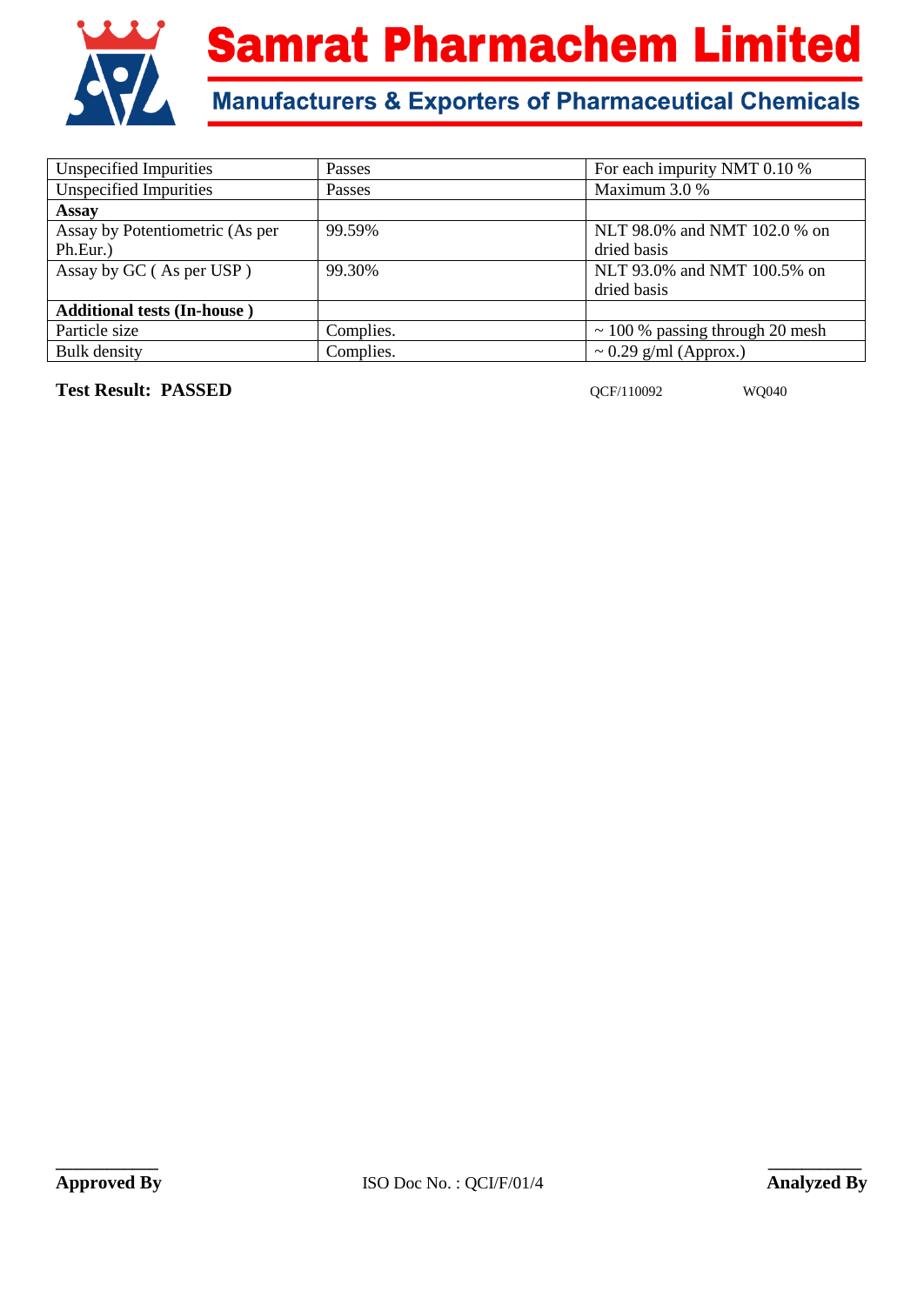# Samrat Pharmachem Limited

## Manufacturers & Exporters of Pharmaceutical Chemicals

| | | |
|---|---|---|
| Unspecified Impurities | Passes | For each impurity NMT 0.10 % |
| Unspecified Impurities | Passes | Maximum 3.0 % |
| **Assay** | | |
| Assay by Potentiometric (As per Ph.Eur.) | 99.59% | NLT 98.0% and NMT 102.0 % on dried basis |
| Assay by GC ( As per USP ) | 99.30% | NLT 93.0% and NMT 100.5% on dried basis |
| **Additional tests (In-house )** | | |
| Particle size | Complies. | ~ 100 % passing through 20 mesh |
| Bulk density | Complies. | ~ 0.29 g/ml (Approx.) |

**Test Result: PASSED** QCF/110092 WQ040

**Approved By** ISO Doc No. : QCI/F/01/4 **Analyzed By**